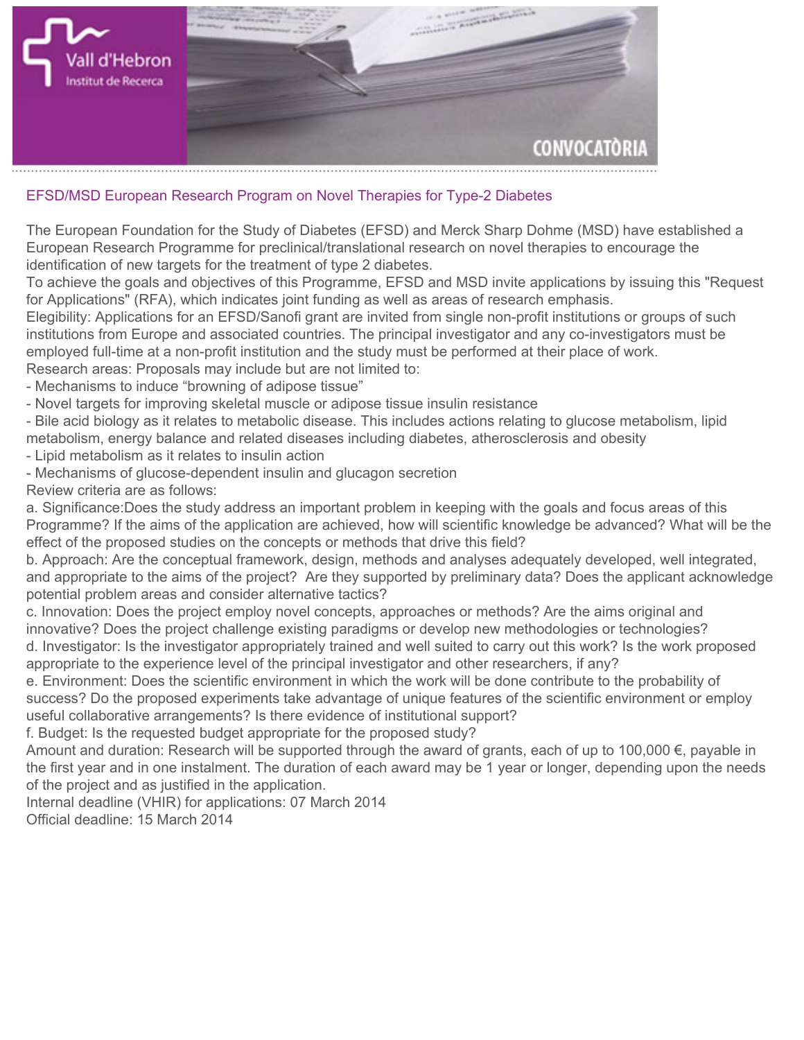Vall d'Hebron
Institut de Recerca

CONVOCATÒRIA

## EFSD/MSD European Research Program on Novel Therapies for Type-2 Diabetes

The European Foundation for the Study of Diabetes (EFSD) and Merck Sharp Dohme (MSD) have established a European Research Programme for preclinical/translational research on novel therapies to encourage the identification of new targets for the treatment of type 2 diabetes.

To achieve the goals and objectives of this Programme, EFSD and MSD invite applications by issuing this "Request for Applications" (RFA), which indicates joint funding as well as areas of research emphasis.

Elegibility: Applications for an EFSD/Sanofi grant are invited from single non-profit institutions or groups of such institutions from Europe and associated countries. The principal investigator and any co-investigators must be employed full-time at a non-profit institution and the study must be performed at their place of work.

Research areas: Proposals may include but are not limited to:

- Mechanisms to induce “browning of adipose tissue”
- Novel targets for improving skeletal muscle or adipose tissue insulin resistance
- Bile acid biology as it relates to metabolic disease. This includes actions relating to glucose metabolism, lipid metabolism, energy balance and related diseases including diabetes, atherosclerosis and obesity
- Lipid metabolism as it relates to insulin action
- Mechanisms of glucose-dependent insulin and glucagon secretion

Review criteria are as follows:

a. Significance:Does the study address an important problem in keeping with the goals and focus areas of this Programme? If the aims of the application are achieved, how will scientific knowledge be advanced? What will be the effect of the proposed studies on the concepts or methods that drive this field?

b. Approach: Are the conceptual framework, design, methods and analyses adequately developed, well integrated, and appropriate to the aims of the project? Are they supported by preliminary data? Does the applicant acknowledge potential problem areas and consider alternative tactics?

c. Innovation: Does the project employ novel concepts, approaches or methods? Are the aims original and innovative? Does the project challenge existing paradigms or develop new methodologies or technologies?

d. Investigator: Is the investigator appropriately trained and well suited to carry out this work? Is the work proposed appropriate to the experience level of the principal investigator and other researchers, if any?

e. Environment: Does the scientific environment in which the work will be done contribute to the probability of success? Do the proposed experiments take advantage of unique features of the scientific environment or employ useful collaborative arrangements? Is there evidence of institutional support?

f. Budget: Is the requested budget appropriate for the proposed study?

Amount and duration: Research will be supported through the award of grants, each of up to 100,000 €, payable in the first year and in one instalment. The duration of each award may be 1 year or longer, depending upon the needs of the project and as justified in the application.

Internal deadline (VHIR) for applications: 07 March 2014

Official deadline: 15 March 2014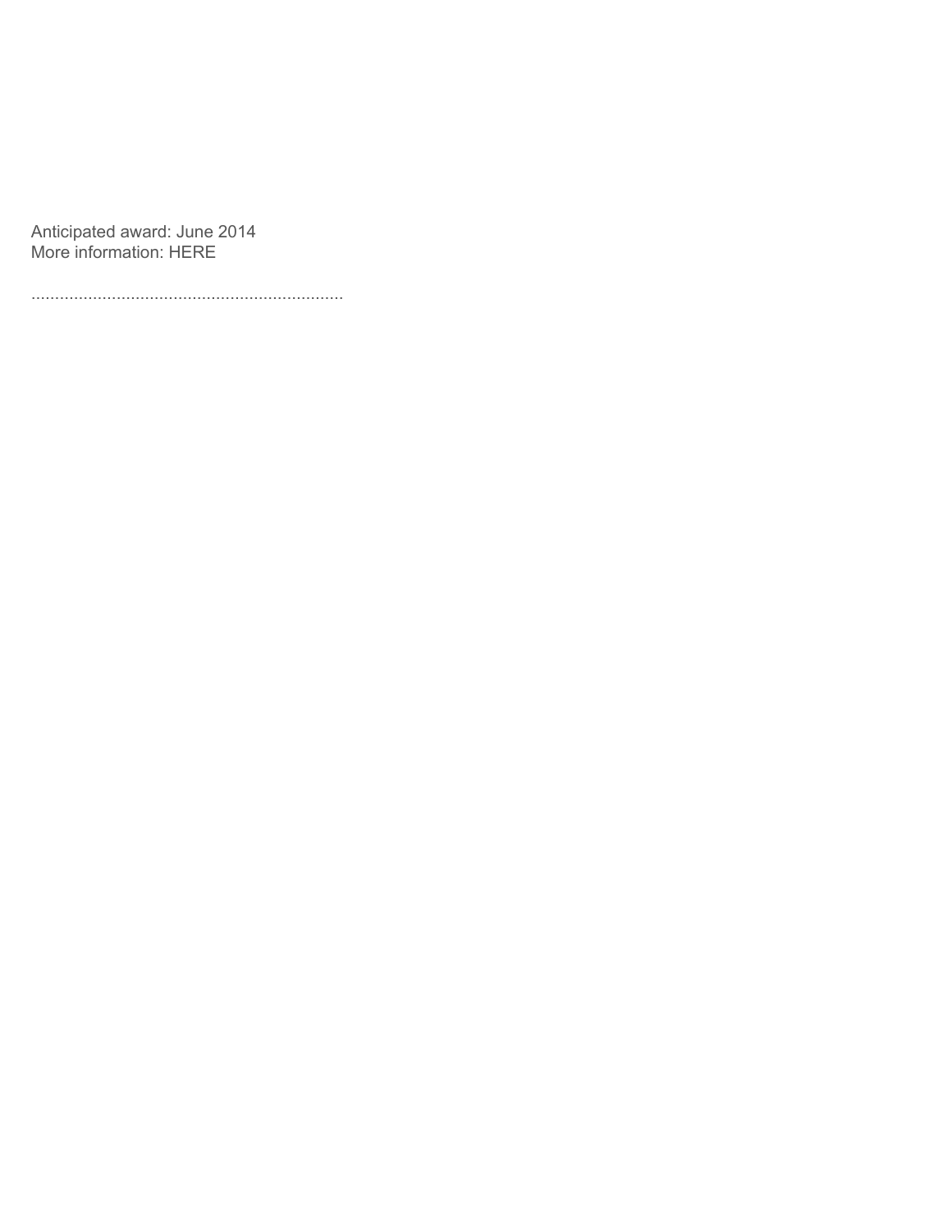Anticipated award: June 2014
More information: HERE

..................................................................